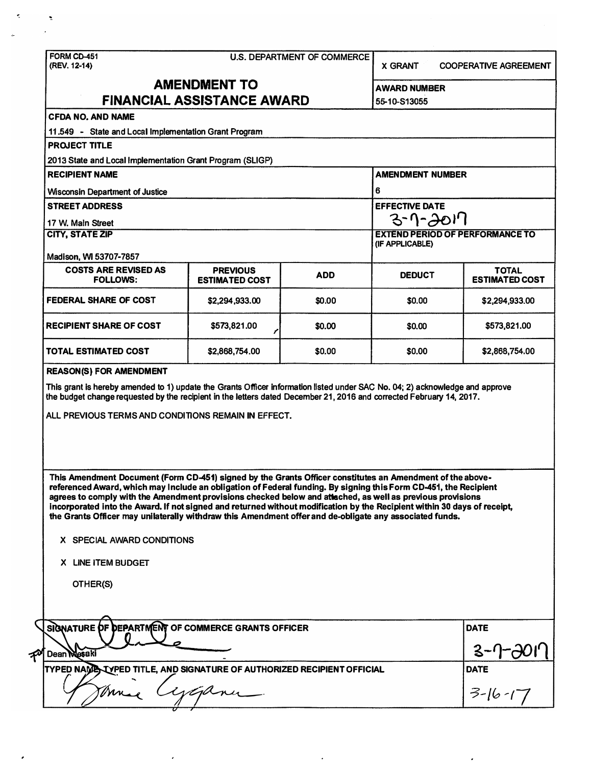FORM CD-451
(REV. 12-14)

U.S. DEPARTMENT OF COMMERCE

X GRANT    COOPERATIVE AGREEMENT

# AMENDMENT TO FINANCIAL ASSISTANCE AWARD

**AWARD NUMBER**
55-10-S13055

**CFDA NO. AND NAME**
11.549 - State and Local Implementation Grant Program

**PROJECT TITLE**
2013 State and Local Implementation Grant Program (SLIGP)

**RECIPIENT NAME**
Wisconsin Department of Justice

**AMENDMENT NUMBER**
6

**STREET ADDRESS**
17 W. Main Street

**EFFECTIVE DATE**
3-7-2017

**CITY, STATE ZIP**
Madison, WI 53707-7857

**EXTEND PERIOD OF PERFORMANCE TO (IF APPLICABLE)**

| COSTS ARE REVISED AS FOLLOWS: | PREVIOUS ESTIMATED COST | ADD | DEDUCT | TOTAL ESTIMATED COST |
|---|---|---|---|---|
| FEDERAL SHARE OF COST | $2,294,933.00 | $0.00 | $0.00 | $2,294,933.00 |
| RECIPIENT SHARE OF COST | $573,821.00 | $0.00 | $0.00 | $573,821.00 |
| TOTAL ESTIMATED COST | $2,868,754.00 | $0.00 | $0.00 | $2,868,754.00 |

**REASON(S) FOR AMENDMENT**

This grant is hereby amended to 1) update the Grants Officer information listed under SAC No. 04; 2) acknowledge and approve the budget change requested by the recipient in the letters dated December 21, 2016 and corrected February 14, 2017.

ALL PREVIOUS TERMS AND CONDITIONS REMAIN IN EFFECT.

**This Amendment Document (Form CD-451) signed by the Grants Officer constitutes an Amendment of the above-referenced Award, which may include an obligation of Federal funding. By signing this Form CD-451, the Recipient agrees to comply with the Amendment provisions checked below and attached, as well as previous provisions incorporated into the Award. If not signed and returned without modification by the Recipient within 30 days of receipt, the Grants Officer may unilaterally withdraw this Amendment offer and de-obligate any associated funds.**

X SPECIAL AWARD CONDITIONS

X LINE ITEM BUDGET

OTHER(S)

**SIGNATURE OF DEPARTMENT OF COMMERCE GRANTS OFFICER**
Dean Iwasaki

**DATE**
3-7-2017

**TYPED NAME, TYPED TITLE, AND SIGNATURE OF AUTHORIZED RECIPIENT OFFICIAL**

**DATE**
3-16-17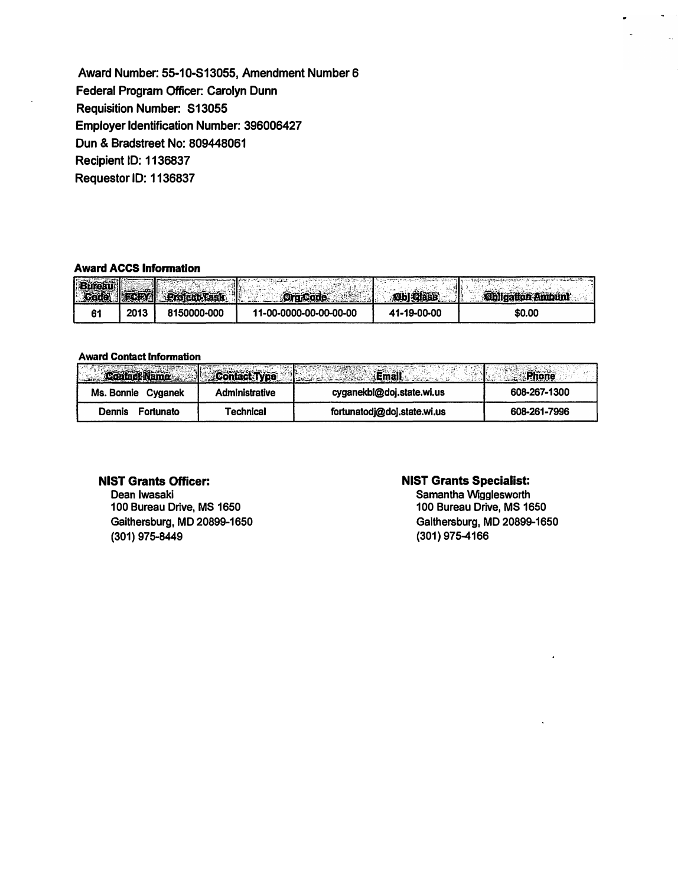Award Number: 55-10-S13055, Amendment Number 6
Federal Program Officer: Carolyn Dunn
Requisition Number: S13055
Employer Identification Number: 396006427
Dun & Bradstreet No: 809448061
Recipient ID: 1136837
Requestor ID: 1136837

**Award ACCS Information**

| Bureau Code | FCFY | Project-Task | Org Code | Obj Class | Obligation Amount |
| --- | --- | --- | --- | --- | --- |
| 61 | 2013 | 8150000-000 | 11-00-0000-00-00-00-00 | 41-19-00-00 | $0.00 |

**Award Contact Information**

| Contact Name | Contact Type | Email | Phone |
| --- | --- | --- | --- |
| Ms. Bonnie Cyganek | Administrative | cyganekbl@doj.state.wi.us | 608-267-1300 |
| Dennis Fortunato | Technical | fortunatodj@doj.state.wi.us | 608-261-7996 |

**NIST Grants Officer:**
Dean Iwasaki
100 Bureau Drive, MS 1650
Gaithersburg, MD 20899-1650
(301) 975-8449

**NIST Grants Specialist:**
Samantha Wigglesworth
100 Bureau Drive, MS 1650
Gaithersburg, MD 20899-1650
(301) 975-4166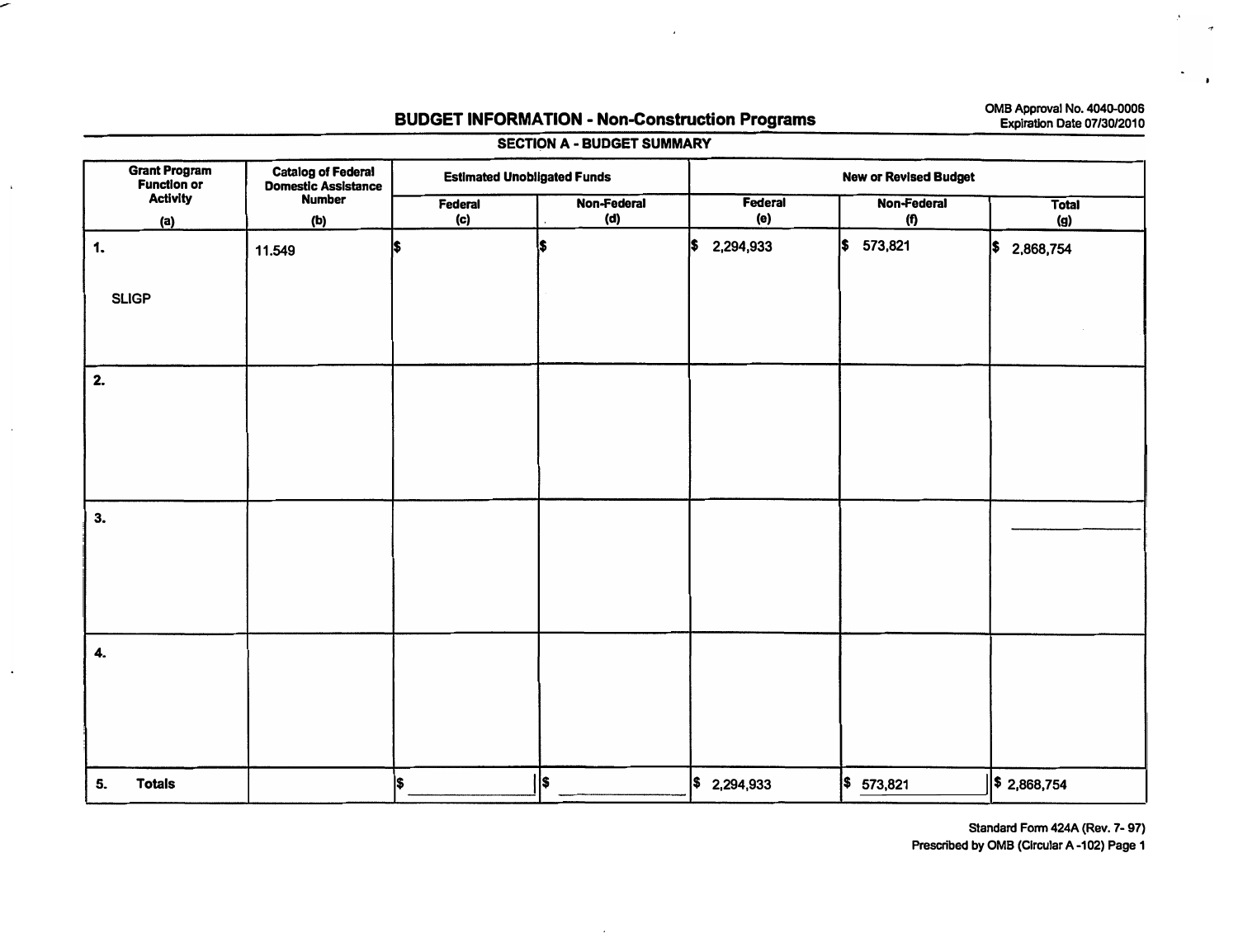OMB Approval No. 4040-0006
Expiration Date 07/30/2010

# BUDGET INFORMATION - Non-Construction Programs

## SECTION A - BUDGET SUMMARY

| Grant Program Function or Activity (a) | Catalog of Federal Domestic Assistance Number (b) | Estimated Unobligated Funds | | New or Revised Budget | | |
|---|---|---|---|---|---|---|
| | | Federal (c) | Non-Federal (d) | Federal (e) | Non-Federal (f) | Total (g) |
| 1. SLIGP | 11.549 | $ | $ | $ 2,294,933 | $ 573,821 | $ 2,868,754 |
| 2. | | | | | | |
| 3. | | | | | | |
| 4. | | | | | | |
| 5. Totals | | $ | $ | $ 2,294,933 | $ 573,821 | $ 2,868,754 |

Standard Form 424A (Rev. 7- 97)
Prescribed by OMB (Circular A -102) Page 1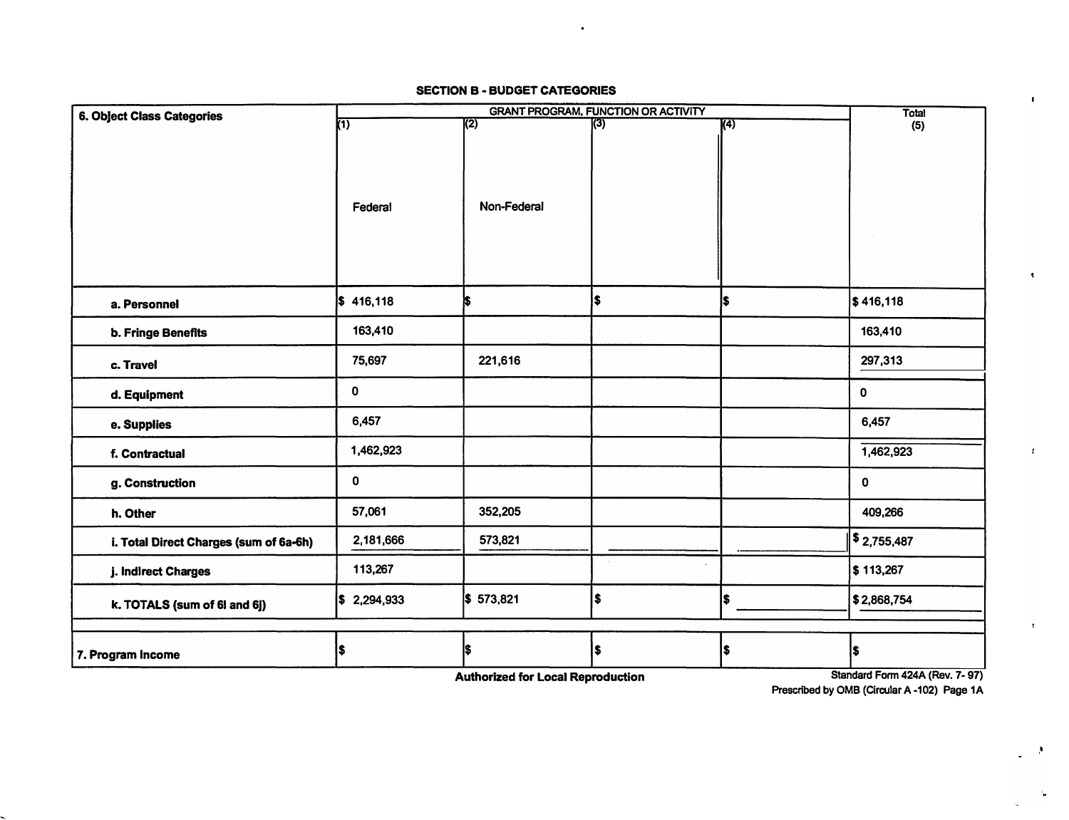## SECTION B - BUDGET CATEGORIES

| 6. Object Class Categories | GRANT PROGRAM, FUNCTION OR ACTIVITY | | | | Total |
|---|---|---|---|---|---|
| | (1) Federal | (2) Non-Federal | (3) | (4) | (5) |
| a. Personnel | $ 416,118 | $ | $ | $ | $ 416,118 |
| b. Fringe Benefits | 163,410 | | | | 163,410 |
| c. Travel | 75,697 | 221,616 | | | 297,313 |
| d. Equipment | 0 | | | | 0 |
| e. Supplies | 6,457 | | | | 6,457 |
| f. Contractual | 1,462,923 | | | | 1,462,923 |
| g. Construction | 0 | | | | 0 |
| h. Other | 57,061 | 352,205 | | | 409,266 |
| i. Total Direct Charges (sum of 6a-6h) | 2,181,666 | 573,821 | | | $ 2,755,487 |
| j. Indirect Charges | 113,267 | | | | $ 113,267 |
| k. TOTALS (sum of 6i and 6j) | $ 2,294,933 | $ 573,821 | $ | $ | $ 2,868,754 |
| 7. Program Income | $ | $ | $ | $ | $ |

**Authorized for Local Reproduction**

Standard Form 424A (Rev. 7- 97)
Prescribed by OMB (Circular A -102) Page 1A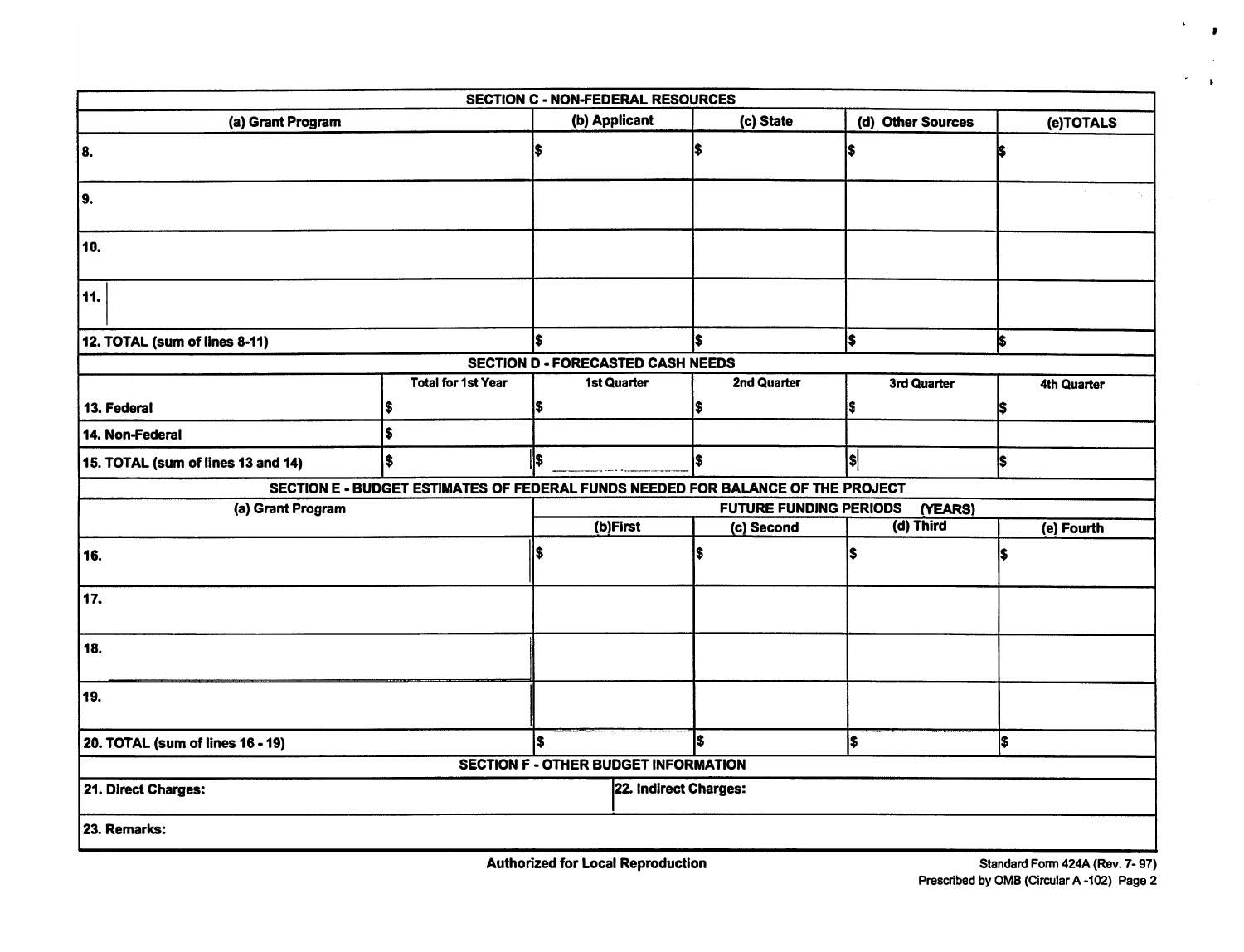| SECTION C - NON-FEDERAL RESOURCES | | | | |
|---|---|---|---|---|
| (a) Grant Program | (b) Applicant | (c) State | (d) Other Sources | (e)TOTALS |
| 8. | $ | $ | $ | $ |
| 9. | | | | |
| 10. | | | | |
| 11. | | | | |
| 12. TOTAL (sum of lines 8-11) | $ | $ | $ | $ |

| SECTION D - FORECASTED CASH NEEDS | | | | | |
|---|---|---|---|---|---|
| | Total for 1st Year | 1st Quarter | 2nd Quarter | 3rd Quarter | 4th Quarter |
| 13. Federal | $ | $ | $ | $ | $ |
| 14. Non-Federal | $ | | | | |
| 15. TOTAL (sum of lines 13 and 14) | $ | $ | $ | $ | $ |

| SECTION E - BUDGET ESTIMATES OF FEDERAL FUNDS NEEDED FOR BALANCE OF THE PROJECT | | | | |
|---|---|---|---|---|
| (a) Grant Program | FUTURE FUNDING PERIODS (YEARS) | | | |
| | (b)First | (c) Second | (d) Third | (e) Fourth |
| 16. | $ | $ | $ | $ |
| 17. | | | | |
| 18. | | | | |
| 19. | | | | |
| 20. TOTAL (sum of lines 16 - 19) | $ | $ | $ | $ |

| SECTION F - OTHER BUDGET INFORMATION | |
|---|---|
| 21. Direct Charges: | 22. Indirect Charges: |
| 23. Remarks: | |

Authorized for Local Reproduction

Standard Form 424A (Rev. 7- 97)
Prescribed by OMB (Circular A -102) Page 2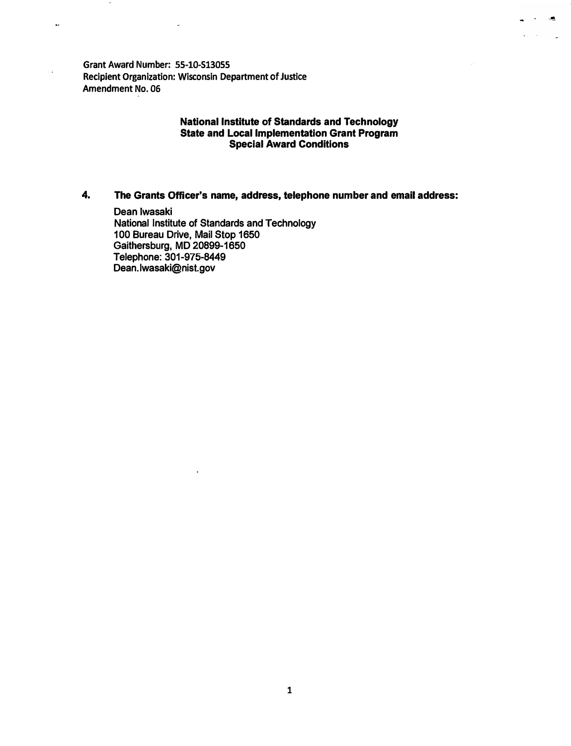Grant Award Number: 55-10-S13055
Recipient Organization: Wisconsin Department of Justice
Amendment No. 06

**National Institute of Standards and Technology**
**State and Local Implementation Grant Program**
**Special Award Conditions**

**4. The Grants Officer's name, address, telephone number and email address:**

Dean Iwasaki
National Institute of Standards and Technology
100 Bureau Drive, Mail Stop 1650
Gaithersburg, MD 20899-1650
Telephone: 301-975-8449
Dean.Iwasaki@nist.gov